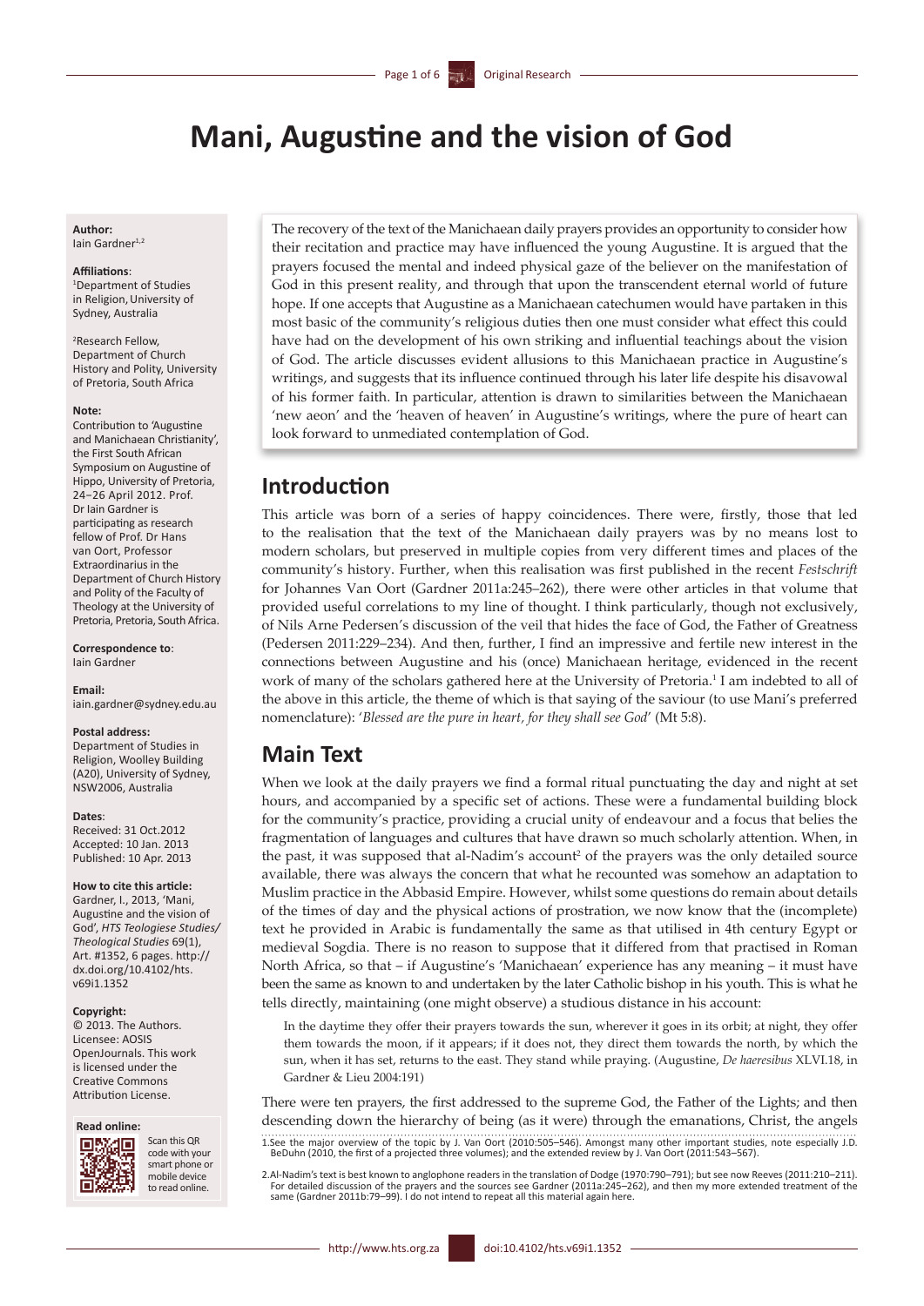# Mani, Augustine and the vision of God

**Author:**
Iain Gardner[1,2]

**Affiliations**:
[1]Department of Studies in Religion, University of Sydney, Australia

[2]Research Fellow, Department of Church History and Polity, University of Pretoria, South Africa

**Note:**
Contribution to 'Augustine and Manichaean Christianity', the First South African Symposium on Augustine of Hippo, University of Pretoria, 24–26 April 2012. Prof. Dr Iain Gardner is participating as research fellow of Prof. Dr Hans van Oort, Professor Extraordinarius in the Department of Church History and Polity of the Faculty of Theology at the University of Pretoria, Pretoria, South Africa.

**Correspondence to**:
Iain Gardner

**Email:**
iain.gardner@sydney.edu.au

**Postal address:**
Department of Studies in Religion, Woolley Building (A20), University of Sydney, NSW2006, Australia

**Dates**:
Received: 31 Oct.2012
Accepted: 10 Jan. 2013
Published: 10 Apr. 2013

**How to cite this article:**
Gardner, I., 2013, 'Mani, Augustine and the vision of God', *HTS Teologiese Studies/ Theological Studies* 69(1), Art. #1352, 6 pages. http://dx.doi.org/10.4102/hts.v69i1.1352

**Copyright:**
© 2013. The Authors. Licensee: AOSIS OpenJournals. This work is licensed under the Creative Commons Attribution License.

**Read online:**
Scan this QR code with your smart phone or mobile device to read online.

The recovery of the text of the Manichaean daily prayers provides an opportunity to consider how their recitation and practice may have influenced the young Augustine. It is argued that the prayers focused the mental and indeed physical gaze of the believer on the manifestation of God in this present reality, and through that upon the transcendent eternal world of future hope. If one accepts that Augustine as a Manichaean catechumen would have partaken in this most basic of the community's religious duties then one must consider what effect this could have had on the development of his own striking and influential teachings about the vision of God. The article discusses evident allusions to this Manichaean practice in Augustine's writings, and suggests that its influence continued through his later life despite his disavowal of his former faith. In particular, attention is drawn to similarities between the Manichaean 'new aeon' and the 'heaven of heaven' in Augustine's writings, where the pure of heart can look forward to unmediated contemplation of God.

## Introduction

This article was born of a series of happy coincidences. There were, firstly, those that led to the realisation that the text of the Manichaean daily prayers was by no means lost to modern scholars, but preserved in multiple copies from very different times and places of the community's history. Further, when this realisation was first published in the recent *Festschrift* for Johannes Van Oort (Gardner 2011a:245–262), there were other articles in that volume that provided useful correlations to my line of thought. I think particularly, though not exclusively, of Nils Arne Pedersen's discussion of the veil that hides the face of God, the Father of Greatness (Pedersen 2011:229–234). And then, further, I find an impressive and fertile new interest in the connections between Augustine and his (once) Manichaean heritage, evidenced in the recent work of many of the scholars gathered here at the University of Pretoria.[1] I am indebted to all of the above in this article, the theme of which is that saying of the saviour (to use Mani's preferred nomenclature): '*Blessed are the pure in heart, for they shall see God*' (Mt 5:8).

## Main Text

When we look at the daily prayers we find a formal ritual punctuating the day and night at set hours, and accompanied by a specific set of actions. These were a fundamental building block for the community's practice, providing a crucial unity of endeavour and a focus that belies the fragmentation of languages and cultures that have drawn so much scholarly attention. When, in the past, it was supposed that al-Nadim's account[2] of the prayers was the only detailed source available, there was always the concern that what he recounted was somehow an adaptation to Muslim practice in the Abbasid Empire. However, whilst some questions do remain about details of the times of day and the physical actions of prostration, we now know that the (incomplete) text he provided in Arabic is fundamentally the same as that utilised in 4th century Egypt or medieval Sogdia. There is no reason to suppose that it differed from that practised in Roman North Africa, so that – if Augustine's 'Manichaean' experience has any meaning – it must have been the same as known to and undertaken by the later Catholic bishop in his youth. This is what he tells directly, maintaining (one might observe) a studious distance in his account:

> In the daytime they offer their prayers towards the sun, wherever it goes in its orbit; at night, they offer them towards the moon, if it appears; if it does not, they direct them towards the north, by which the sun, when it has set, returns to the east. They stand while praying. (Augustine, *De haeresibus* XLVI.18, in Gardner & Lieu 2004:191)

There were ten prayers, the first addressed to the supreme God, the Father of the Lights; and then descending down the hierarchy of being (as it were) through the emanations, Christ, the angels

1.See the major overview of the topic by J. Van Oort (2010:505–546). Amongst many other important studies, note especially J.D. BeDuhn (2010, the first of a projected three volumes); and the extended review by J. Van Oort (2011:543–567).

2.Al-Nadim's text is best known to anglophone readers in the translation of Dodge (1970:790–791); but see now Reeves (2011:210–211). For detailed discussion of the prayers and the sources see Gardner (2011a:245–262), and then my more extended treatment of the same (Gardner 2011b:79–99). I do not intend to repeat all this material again here.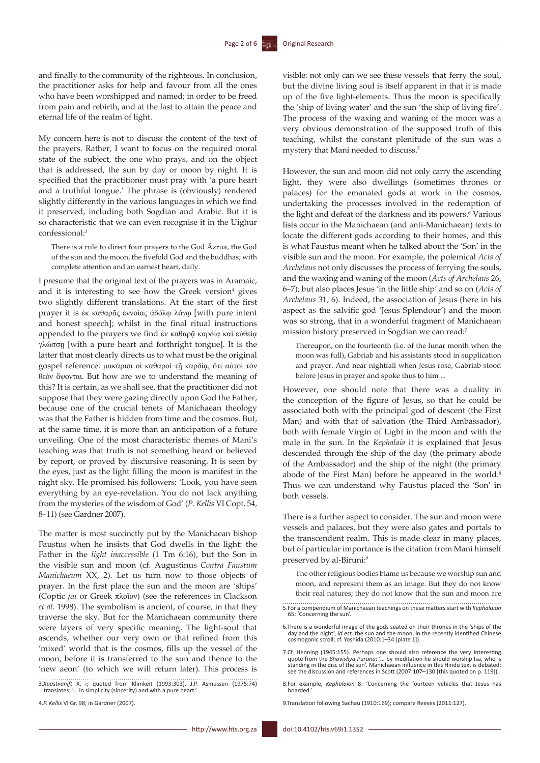and finally to the community of the righteous. In conclusion, the practitioner asks for help and favour from all the ones who have been worshipped and named; in order to be freed from pain and rebirth, and at the last to attain the peace and eternal life of the realm of light.

My concern here is not to discuss the content of the text of the prayers. Rather, I want to focus on the required moral state of the subject, the one who prays, and on the object that is addressed, the sun by day or moon by night. It is specified that the practitioner must pray with 'a pure heart and a truthful tongue.' The phrase is (obviously) rendered slightly differently in the various languages in which we find it preserved, including both Sogdian and Arabic. But it is so characteristic that we can even recognise it in the Uighur confessional:[3]

> There is a rule to direct four prayers to the God Äzrua, the God of the sun and the moon, the fivefold God and the buddhas; with complete attention and an earnest heart, daily.

I presume that the original text of the prayers was in Aramaic, and it is interesting to see how the Greek version[4] gives two slightly different translations. At the start of the first prayer it is ἐκ καθαρᾶς ἐννοίας ἀδόλῳ λόγῳ [with pure intent and honest speech]; whilst in the final ritual instructions appended to the prayers we find ἐν καθαρᾷ καρδίᾳ καὶ εὐθείᾳ γλώσσῃ [with a pure heart and forthright tongue]. It is the latter that most clearly directs us to what must be the original gospel reference: μακάριοι οἱ καθαροὶ τῇ καρδίᾳ, ὅτι αὐτοὶ τὸν θεὸν ὄψονται. But how are we to understand the meaning of this? It is certain, as we shall see, that the practitioner did not suppose that they were gazing directly upon God the Father, because one of the crucial tenets of Manichaean theology was that the Father is hidden from time and the cosmos. But, at the same time, it is more than an anticipation of a future unveiling. One of the most characteristic themes of Mani's teaching was that truth is not something heard or believed by report, or proved by discursive reasoning. It is seen by the eyes, just as the light filling the moon is manifest in the night sky. He promised his followers: 'Look, you have seen everything by an eye-revelation. You do not lack anything from the mysteries of the wisdom of God' (*P. Kellis* VI Copt. 54, 8–11) (see Gardner 2007).

The matter is most succinctly put by the Manichaean bishop Faustus when he insists that God dwells in the light: the Father in the *light inaccessible* (1 Tm 6:16), but the Son in the visible sun and moon (cf. Augustinus *Contra Faustum Manichaeum* XX, 2). Let us turn now to those objects of prayer. In the first place the sun and the moon are 'ships' (Coptic *jai* or Greek πλοῖον) (see the references in Clackson *et al*. 1998). The symbolism is ancient, of course, in that they traverse the sky. But for the Manichaean community there were layers of very specific meaning. The light-soul that ascends, whether our very own or that refined from this 'mixed' world that is the cosmos, fills up the vessel of the moon, before it is transferred to the sun and thence to the 'new aeon' (to which we will return later). This process is visible: not only can we see these vessels that ferry the soul, but the divine living soul is itself apparent in that it is made up of the five light-elements. Thus the moon is specifically the 'ship of living water' and the sun 'the ship of living fire'. The process of the waxing and waning of the moon was a very obvious demonstration of the supposed truth of this teaching, whilst the constant plenitude of the sun was a mystery that Mani needed to discuss.[5]

However, the sun and moon did not only carry the ascending light, they were also dwellings (sometimes thrones or palaces) for the emanated gods at work in the cosmos, undertaking the processes involved in the redemption of the light and defeat of the darkness and its powers.[6] Various lists occur in the Manichaean (and anti-Manichaean) texts to locate the different gods according to their homes, and this is what Faustus meant when he talked about the 'Son' in the visible sun and the moon. For example, the polemical *Acts of Archelaus* not only discusses the process of ferrying the souls, and the waxing and waning of the moon (*Acts of Archelaus* 26, 6–7); but also places Jesus 'in the little ship' and so on (*Acts of Archelaus* 31, 6). Indeed, the association of Jesus (here in his aspect as the salvific god 'Jesus Splendour') and the moon was so strong, that in a wonderful fragment of Manichaean mission history preserved in Sogdian we can read:[7]

> Thereupon, on the fourteenth (i.e. of the lunar month when the moon was full), Gabriab and his assistants stood in supplication and prayer. And near nightfall when Jesus rose, Gabriab stood before Jesus in prayer and spoke thus to him ...

However, one should note that there was a duality in the conception of the figure of Jesus, so that he could be associated both with the principal god of descent (the First Man) and with that of salvation (the Third Ambassador), both with female Virgin of Light in the moon and with the male in the sun. In the *Kephalaia* it is explained that Jesus descended through the ship of the day (the primary abode of the Ambassador) and the ship of the night (the primary abode of the First Man) before he appeared in the world.[8] Thus we can understand why Faustus placed the 'Son' in both vessels.

There is a further aspect to consider. The sun and moon were vessels and palaces, but they were also gates and portals to the transcendent realm. This is made clear in many places, but of particular importance is the citation from Mani himself preserved by al-Biruni:[9]

> The other religious bodies blame us because we worship sun and moon, and represent them as an image. But they do not know their real natures; they do not know that the sun and moon are

---

3. *Xuastvanift* X, i; quoted from Klimkeit (1993:303). J.P. Asmussen (1975:74) translates: '... in simplicity (sincerity) and with a pure heart.'

4. *P. Kellis* VI Gr. 98; in Gardner (2007).

5. For a compendium of Manichaean teachings on these matters start with *Kephalaion* 65: 'Concerning the sun'.

6. There is a wonderful image of the gods seated on their thrones in the 'ships of the day and the night', *id est*, the sun and the moon, in the recently identified Chinese cosmogonic scroll; cf. Yoshida (2010:1–34 [plate 1]).

7. Cf. Henning (1945:155). Perhaps one should also reference the very interesting quote from the *Bhavishya Purana*: '... by meditation he should worship Isa, who is standing in the disc of the sun'. Manichaean influence in this Hindu text is debated; see the discussion and references in Scott (2007:107–130 [this quoted on p. 119]).

8. For example, *Kephalaion* 8: 'Concerning the fourteen vehicles that Jesus has boarded.'

9. Translation following Sachau (1910:169); compare Reeves (2011:127).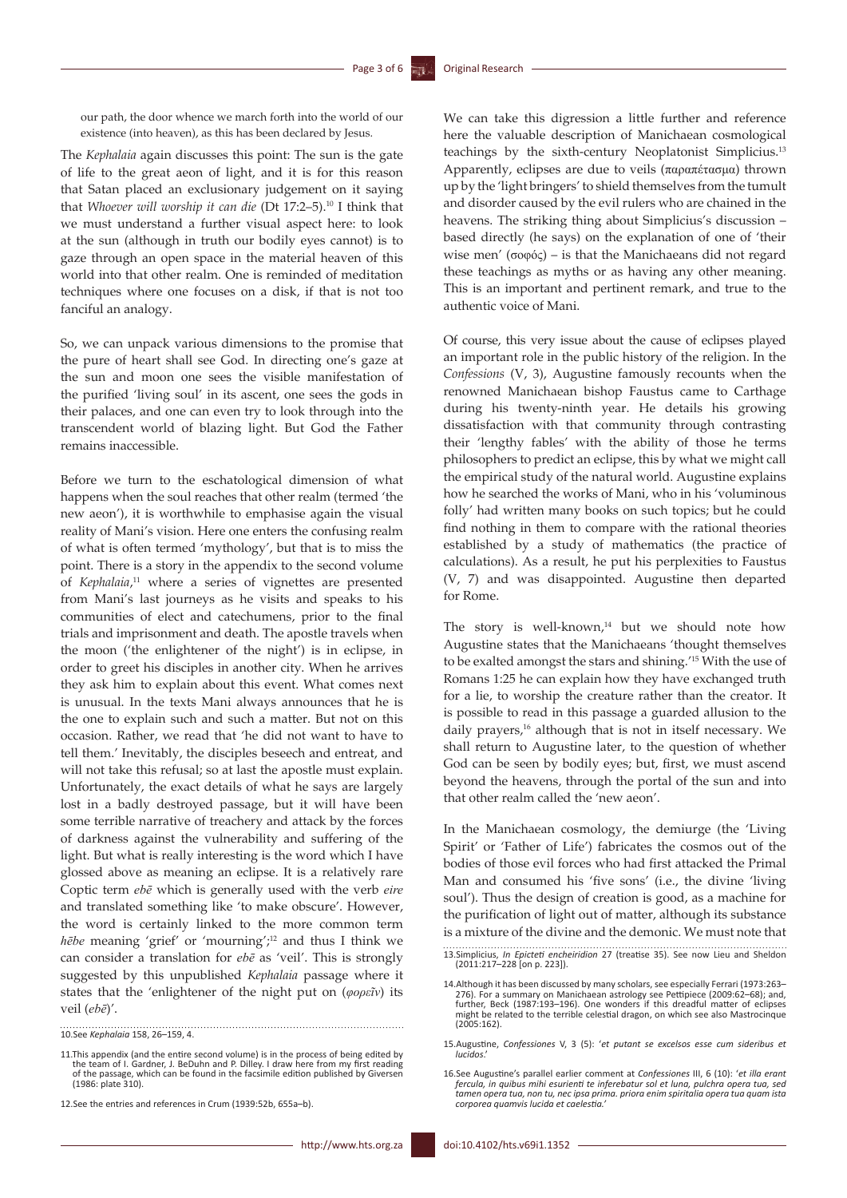our path, the door whence we march forth into the world of our existence (into heaven), as this has been declared by Jesus.

The *Kephalaia* again discusses this point: The sun is the gate of life to the great aeon of light, and it is for this reason that Satan placed an exclusionary judgement on it saying that *Whoever will worship it can die* (Dt 17:2–5).[10] I think that we must understand a further visual aspect here: to look at the sun (although in truth our bodily eyes cannot) is to gaze through an open space in the material heaven of this world into that other realm. One is reminded of meditation techniques where one focuses on a disk, if that is not too fanciful an analogy.

So, we can unpack various dimensions to the promise that the pure of heart shall see God. In directing one's gaze at the sun and moon one sees the visible manifestation of the purified 'living soul' in its ascent, one sees the gods in their palaces, and one can even try to look through into the transcendent world of blazing light. But God the Father remains inaccessible.

Before we turn to the eschatological dimension of what happens when the soul reaches that other realm (termed 'the new aeon'), it is worthwhile to emphasise again the visual reality of Mani's vision. Here one enters the confusing realm of what is often termed 'mythology', but that is to miss the point. There is a story in the appendix to the second volume of *Kephalaia*,[11] where a series of vignettes are presented from Mani's last journeys as he visits and speaks to his communities of elect and catechumens, prior to the final trials and imprisonment and death. The apostle travels when the moon ('the enlightener of the night') is in eclipse, in order to greet his disciples in another city. When he arrives they ask him to explain about this event. What comes next is unusual. In the texts Mani always announces that he is the one to explain such and such a matter. But not on this occasion. Rather, we read that 'he did not want to have to tell them.' Inevitably, the disciples beseech and entreat, and will not take this refusal; so at last the apostle must explain. Unfortunately, the exact details of what he says are largely lost in a badly destroyed passage, but it will have been some terrible narrative of treachery and attack by the forces of darkness against the vulnerability and suffering of the light. But what is really interesting is the word which I have glossed above as meaning an eclipse. It is a relatively rare Coptic term *ebē* which is generally used with the verb *eire* and translated something like 'to make obscure'. However, the word is certainly linked to the more common term *hēbe* meaning 'grief' or 'mourning';[12] and thus I think we can consider a translation for *ebē* as 'veil'. This is strongly suggested by this unpublished *Kephalaia* passage where it states that the 'enlightener of the night put on (*φορεῖν*) its veil (*ebē*)'.

We can take this digression a little further and reference here the valuable description of Manichaean cosmological teachings by the sixth-century Neoplatonist Simplicius.[13] Apparently, eclipses are due to veils (παραπέτασμα) thrown up by the 'light bringers' to shield themselves from the tumult and disorder caused by the evil rulers who are chained in the heavens. The striking thing about Simplicius's discussion – based directly (he says) on the explanation of one of 'their wise men' (σοφός) – is that the Manichaeans did not regard these teachings as myths or as having any other meaning. This is an important and pertinent remark, and true to the authentic voice of Mani.

Of course, this very issue about the cause of eclipses played an important role in the public history of the religion. In the *Confessions* (V, 3), Augustine famously recounts when the renowned Manichaean bishop Faustus came to Carthage during his twenty-ninth year. He details his growing dissatisfaction with that community through contrasting their 'lengthy fables' with the ability of those he terms philosophers to predict an eclipse, this by what we might call the empirical study of the natural world. Augustine explains how he searched the works of Mani, who in his 'voluminous folly' had written many books on such topics; but he could find nothing in them to compare with the rational theories established by a study of mathematics (the practice of calculations). As a result, he put his perplexities to Faustus (V, 7) and was disappointed. Augustine then departed for Rome.

The story is well-known,[14] but we should note how Augustine states that the Manichaeans 'thought themselves to be exalted amongst the stars and shining.'[15] With the use of Romans 1:25 he can explain how they have exchanged truth for a lie, to worship the creature rather than the creator. It is possible to read in this passage a guarded allusion to the daily prayers,[16] although that is not in itself necessary. We shall return to Augustine later, to the question of whether God can be seen by bodily eyes; but, first, we must ascend beyond the heavens, through the portal of the sun and into that other realm called the 'new aeon'.

In the Manichaean cosmology, the demiurge (the 'Living Spirit' or 'Father of Life') fabricates the cosmos out of the bodies of those evil forces who had first attacked the Primal Man and consumed his 'five sons' (i.e., the divine 'living soul'). Thus the design of creation is good, as a machine for the purification of light out of matter, although its substance is a mixture of the divine and the demonic. We must note that

---

10. See *Kephalaia* 158, 26–159, 4.

11. This appendix (and the entire second volume) is in the process of being edited by the team of I. Gardner, J. BeDuhn and P. Dilley. I draw here from my first reading of the passage, which can be found in the facsimile edition published by Giversen (1986: plate 310).

12. See the entries and references in Crum (1939:52b, 655a–b).

13. Simplicius, *In Epicteti encheiridion* 27 (treatise 35). See now Lieu and Sheldon (2011:217–228 [on p. 223]).

14. Although it has been discussed by many scholars, see especially Ferrari (1973:263–276). For a summary on Manichaean astrology see Pettipiece (2009:62–68); and, further, Beck (1987:193–196). One wonders if this dreadful matter of eclipses might be related to the terrible celestial dragon, on which see also Mastrocinque (2005:162).

15. Augustine, *Confessiones* V, 3 (5): '*et putant se excelsos esse cum sideribus et lucidos*.'

16. See Augustine's parallel earlier comment at *Confessiones* III, 6 (10): '*et illa erant fercula, in quibus mihi esurienti te inferebatur sol et luna, pulchra opera tua, sed tamen opera tua, non tu, nec ipsa prima. priora enim spiritalia opera tua quam ista corporea quamvis lucida et caelestia*.'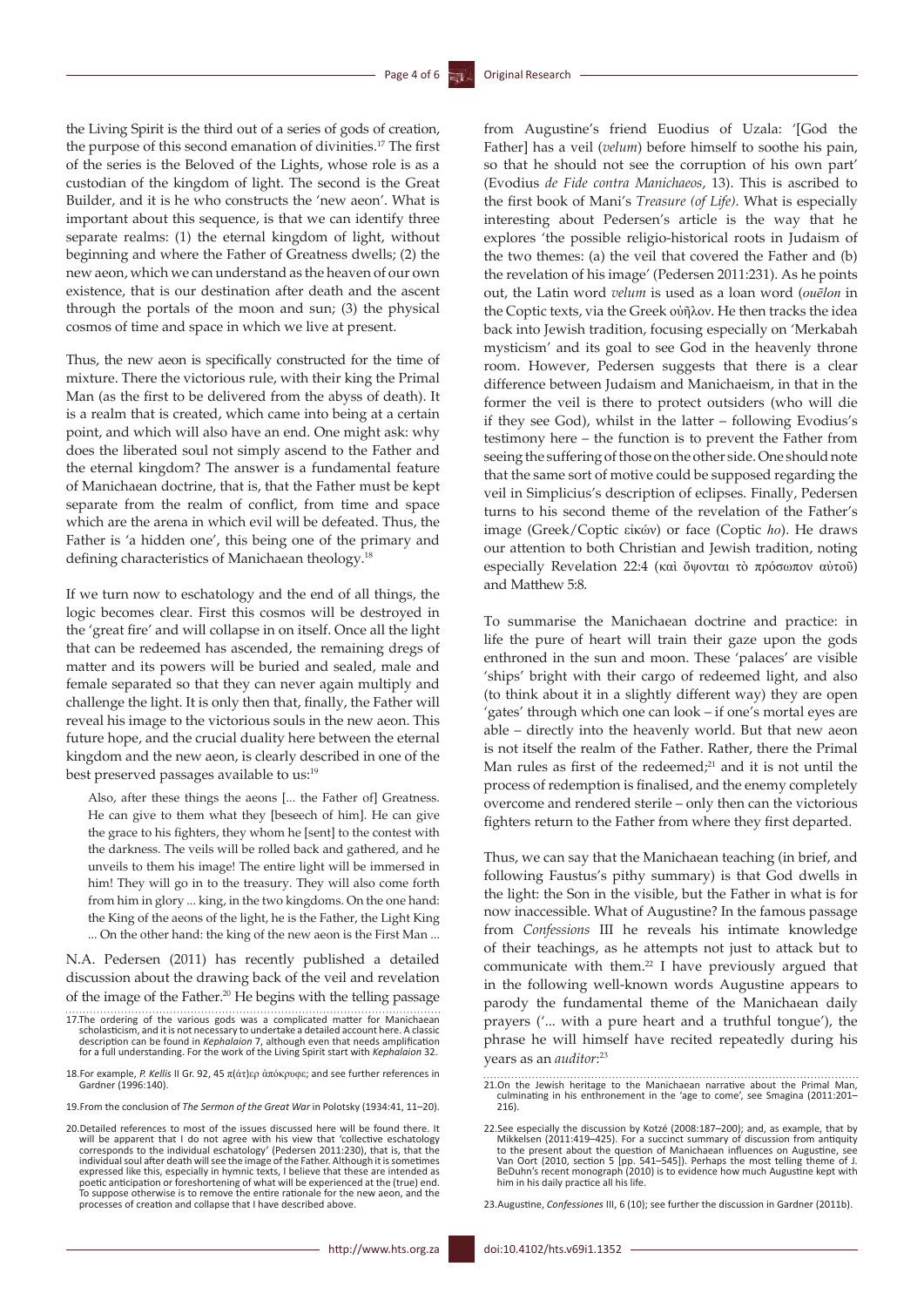the Living Spirit is the third out of a series of gods of creation, the purpose of this second emanation of divinities.[17] The first of the series is the Beloved of the Lights, whose role is as a custodian of the kingdom of light. The second is the Great Builder, and it is he who constructs the 'new aeon'. What is important about this sequence, is that we can identify three separate realms: (1) the eternal kingdom of light, without beginning and where the Father of Greatness dwells; (2) the new aeon, which we can understand as the heaven of our own existence, that is our destination after death and the ascent through the portals of the moon and sun; (3) the physical cosmos of time and space in which we live at present.

Thus, the new aeon is specifically constructed for the time of mixture. There the victorious rule, with their king the Primal Man (as the first to be delivered from the abyss of death). It is a realm that is created, which came into being at a certain point, and which will also have an end. One might ask: why does the liberated soul not simply ascend to the Father and the eternal kingdom? The answer is a fundamental feature of Manichaean doctrine, that is, that the Father must be kept separate from the realm of conflict, from time and space which are the arena in which evil will be defeated. Thus, the Father is 'a hidden one', this being one of the primary and defining characteristics of Manichaean theology.[18]

If we turn now to eschatology and the end of all things, the logic becomes clear. First this cosmos will be destroyed in the 'great fire' and will collapse in on itself. Once all the light that can be redeemed has ascended, the remaining dregs of matter and its powers will be buried and sealed, male and female separated so that they can never again multiply and challenge the light. It is only then that, finally, the Father will reveal his image to the victorious souls in the new aeon. This future hope, and the crucial duality here between the eternal kingdom and the new aeon, is clearly described in one of the best preserved passages available to us:[19]

> Also, after these things the aeons [... the Father of] Greatness. He can give to them what they [beseech of him]. He can give the grace to his fighters, they whom he [sent] to the contest with the darkness. The veils will be rolled back and gathered, and he unveils to them his image! The entire light will be immersed in him! They will go in to the treasury. They will also come forth from him in glory ... king, in the two kingdoms. On the one hand: the King of the aeons of the light, he is the Father, the Light King ... On the other hand: the king of the new aeon is the First Man ...

N.A. Pedersen (2011) has recently published a detailed discussion about the drawing back of the veil and revelation of the image of the Father.[20] He begins with the telling passage from Augustine's friend Euodius of Uzala: '[God the Father] has a veil (*velum*) before himself to soothe his pain, so that he should not see the corruption of his own part' (Evodius *de Fide contra Manichaeos*, 13). This is ascribed to the first book of Mani's *Treasure (of Life)*. What is especially interesting about Pedersen's article is the way that he explores 'the possible religio-historical roots in Judaism of the two themes: (a) the veil that covered the Father and (b) the revelation of his image' (Pedersen 2011:231). As he points out, the Latin word *velum* is used as a loan word (*ouēlon* in the Coptic texts, via the Greek οὐῆλον. He then tracks the idea back into Jewish tradition, focusing especially on 'Merkabah mysticism' and its goal to see God in the heavenly throne room. However, Pedersen suggests that there is a clear difference between Judaism and Manichaeism, in that in the former the veil is there to protect outsiders (who will die if they see God), whilst in the latter – following Evodius's testimony here – the function is to prevent the Father from seeing the suffering of those on the other side. One should note that the same sort of motive could be supposed regarding the veil in Simplicius's description of eclipses. Finally, Pedersen turns to his second theme of the revelation of the Father's image (Greek/Coptic εἰκόν) or face (Coptic *ho*). He draws our attention to both Christian and Jewish tradition, noting especially Revelation 22:4 (καὶ ὄψονται τὸ πρόσωπον αὐτοῦ) and Matthew 5:8.

To summarise the Manichaean doctrine and practice: in life the pure of heart will train their gaze upon the gods enthroned in the sun and moon. These 'palaces' are visible 'ships' bright with their cargo of redeemed light, and also (to think about it in a slightly different way) they are open 'gates' through which one can look – if one's mortal eyes are able – directly into the heavenly world. But that new aeon is not itself the realm of the Father. Rather, there the Primal Man rules as first of the redeemed;[21] and it is not until the process of redemption is finalised, and the enemy completely overcome and rendered sterile – only then can the victorious fighters return to the Father from where they first departed.

Thus, we can say that the Manichaean teaching (in brief, and following Faustus's pithy summary) is that God dwells in the light: the Son in the visible, but the Father in what is for now inaccessible. What of Augustine? In the famous passage from *Confessions* III he reveals his intimate knowledge of their teachings, as he attempts not just to attack but to communicate with them.[22] I have previously argued that in the following well-known words Augustine appears to parody the fundamental theme of the Manichaean daily prayers ('... with a pure heart and a truthful tongue'), the phrase he will himself have recited repeatedly during his years as an *auditor*:[23]

---

17. The ordering of the various gods was a complicated matter for Manichaean scholasticism, and it is not necessary to undertake a detailed account here. A classic description can be found in *Kephalaion* 7, although even that needs amplification for a full understanding. For the work of the Living Spirit start with *Kephalaion* 32.

18. For example, *P. Kellis* II Gr. 92, 45 π(άτ)ερ ἀπόκρυφε; and see further references in Gardner (1996:140).

19. From the conclusion of *The Sermon of the Great War* in Polotsky (1934:41, 11–20).

20. Detailed references to most of the issues discussed here will be found there. It will be apparent that I do not agree with his view that 'collective eschatology corresponds to the individual eschatology' (Pedersen 2011:230), that is, that the individual soul after death will see the image of the Father. Although it is sometimes expressed like this, especially in hymnic texts, I believe that these are intended as poetic anticipation or foreshortening of what will be experienced at the (true) end. To suppose otherwise is to remove the entire rationale for the new aeon, and the processes of creation and collapse that I have described above.

21. On the Jewish heritage to the Manichaean narrative about the Primal Man, culminating in his enthronement in the 'age to come', see Smagina (2011:201–216).

22. See especially the discussion by Kotzé (2008:187–200); and, as example, that by Mikkelsen (2011:419–425). For a succinct summary of discussion from antiquity to the present about the question of Manichaean influences on Augustine, see Van Oort (2010, section 5 [pp. 541–545]). Perhaps the most telling theme of J. BeDuhn's recent monograph (2010) is to evidence how much Augustine kept with him in his daily practice all his life.

23. Augustine, *Confessiones* III, 6 (10); see further the discussion in Gardner (2011b).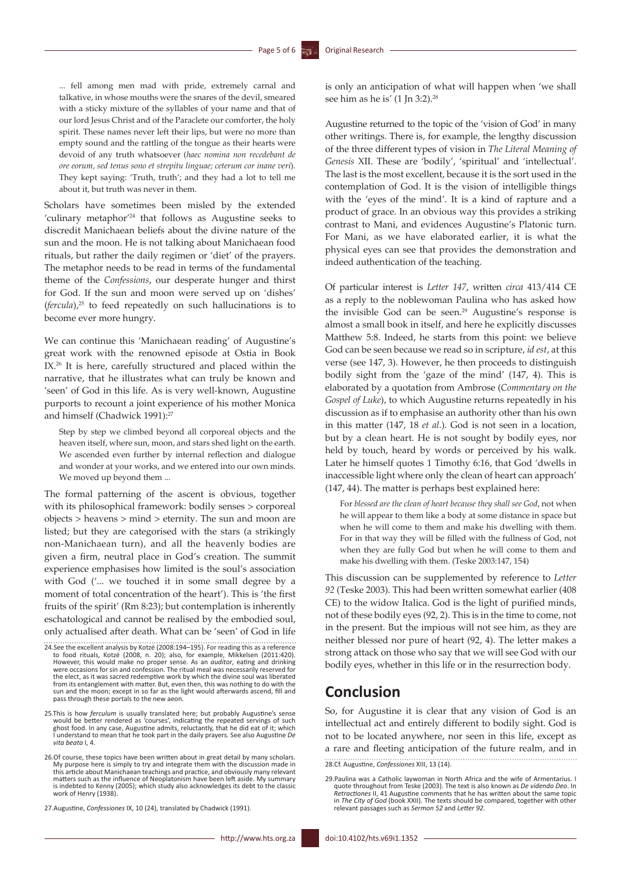... fell among men mad with pride, extremely carnal and talkative, in whose mouths were the snares of the devil, smeared with a sticky mixture of the syllables of your name and that of our lord Jesus Christ and of the Paraclete our comforter, the holy spirit. These names never left their lips, but were no more than empty sound and the rattling of the tongue as their hearts were devoid of any truth whatsoever (*haec nomina non recedebant de ore eorum, sed tenus sono et strepitu linguae; ceterum cor inane veri*). They kept saying: 'Truth, truth'; and they had a lot to tell me about it, but truth was never in them.

Scholars have sometimes been misled by the extended 'culinary metaphor'[24] that follows as Augustine seeks to discredit Manichaean beliefs about the divine nature of the sun and the moon. He is not talking about Manichaean food rituals, but rather the daily regimen or 'diet' of the prayers. The metaphor needs to be read in terms of the fundamental theme of the *Confessions*, our desperate hunger and thirst for God. If the sun and moon were served up on 'dishes' (*fercula*),[25] to feed repeatedly on such hallucinations is to become ever more hungry.

We can continue this 'Manichaean reading' of Augustine's great work with the renowned episode at Ostia in Book IX.[26] It is here, carefully structured and placed within the narrative, that he illustrates what can truly be known and 'seen' of God in this life. As is very well-known, Augustine purports to recount a joint experience of his mother Monica and himself (Chadwick 1991):[27]

Step by step we climbed beyond all corporeal objects and the heaven itself, where sun, moon, and stars shed light on the earth. We ascended even further by internal reflection and dialogue and wonder at your works, and we entered into our own minds. We moved up beyond them ...

The formal patterning of the ascent is obvious, together with its philosophical framework: bodily senses > corporeal objects > heavens > mind > eternity. The sun and moon are listed; but they are categorised with the stars (a strikingly non-Manichaean turn), and all the heavenly bodies are given a firm, neutral place in God's creation. The summit experience emphasises how limited is the soul's association with God ('... we touched it in some small degree by a moment of total concentration of the heart'). This is 'the first fruits of the spirit' (Rm 8:23); but contemplation is inherently eschatological and cannot be realised by the embodied soul, only actualised after death. What can be 'seen' of God in life is only an anticipation of what will happen when 'we shall see him as he is' (1 Jn 3:2).[28]

Augustine returned to the topic of the 'vision of God' in many other writings. There is, for example, the lengthy discussion of the three different types of vision in *The Literal Meaning of Genesis* XII. These are 'bodily', 'spiritual' and 'intellectual'. The last is the most excellent, because it is the sort used in the contemplation of God. It is the vision of intelligible things with the 'eyes of the mind'. It is a kind of rapture and a product of grace. In an obvious way this provides a striking contrast to Mani, and evidences Augustine's Platonic turn. For Mani, as we have elaborated earlier, it is what the physical eyes can see that provides the demonstration and indeed authentication of the teaching.

Of particular interest is *Letter 147*, written *circa* 413/414 CE as a reply to the noblewoman Paulina who had asked how the invisible God can be seen.[29] Augustine's response is almost a small book in itself, and here he explicitly discusses Matthew 5:8. Indeed, he starts from this point: we believe God can be seen because we read so in scripture, *id est*, at this verse (see 147, 3). However, he then proceeds to distinguish bodily sight from the 'gaze of the mind' (147, 4). This is elaborated by a quotation from Ambrose (*Commentary on the Gospel of Luke*), to which Augustine returns repeatedly in his discussion as if to emphasise an authority other than his own in this matter (147, 18 *et al*.). God is not seen in a location, but by a clean heart. He is not sought by bodily eyes, nor held by touch, heard by words or perceived by his walk. Later he himself quotes 1 Timothy 6:16, that God 'dwells in inaccessible light where only the clean of heart can approach' (147, 44). The matter is perhaps best explained here:

For *blessed are the clean of heart because they shall see God*, not when he will appear to them like a body at some distance in space but when he will come to them and make his dwelling with them. For in that way they will be filled with the fullness of God, not when they are fully God but when he will come to them and make his dwelling with them. (Teske 2003:147, 154)

This discussion can be supplemented by reference to *Letter 92* (Teske 2003). This had been written somewhat earlier (408 CE) to the widow Italica. God is the light of purified minds, not of these bodily eyes (92, 2). This is in the time to come, not in the present. But the impious will not see him, as they are neither blessed nor pure of heart (92, 4). The letter makes a strong attack on those who say that we will see God with our bodily eyes, whether in this life or in the resurrection body.

## Conclusion

So, for Augustine it is clear that any vision of God is an intellectual act and entirely different to bodily sight. God is not to be located anywhere, nor seen in this life, except as a rare and fleeting anticipation of the future realm, and in

---

24. See the excellent analysis by Kotzé (2008:194–195). For reading this as a reference to food rituals, Kotzé (2008, n. 20); also, for example, Mikkelsen (2011:420). However, this would make no proper sense. As an *auditor*, eating and drinking were occasions for sin and confession. The ritual meal was necessarily reserved for the elect, as it was sacred redemptive work by which the divine soul was liberated from its entanglement with matter. But, even then, this was nothing to do with the sun and the moon; except in so far as the light would afterwards ascend, fill and pass through these portals to the new aeon.

25. This is how *ferculum* is usually translated here; but probably Augustine's sense would be better rendered as 'courses', indicating the repeated servings of such ghost food. In any case, Augustine admits, reluctantly, that he did eat of it; which I understand to mean that he took part in the daily prayers. See also Augustine *De vita beata* I, 4.

26. Of course, these topics have been written about in great detail by many scholars. My purpose here is simply to try and integrate them with the discussion made in this article about Manichaean teachings and practice, and obviously many relevant matters such as the influence of Neoplatonism have been left aside. My summary is indebted to Kenny (2005); which study also acknowledges its debt to the classic work of Henry (1938).

27. Augustine, *Confessiones* IX, 10 (24), translated by Chadwick (1991).

28. Cf. Augustine, *Confessiones* XIII, 13 (14).

29. Paulina was a Catholic laywoman in North Africa and the wife of Armentarius. I quote throughout from Teske (2003). The text is also known as *De videndo Deo*. In *Retractiones* II, 41 Augustine comments that he has written about the same topic in *The City of God* (book XXII). The texts should be compared, together with other relevant passages such as *Sermon 52* and *Letter 92*.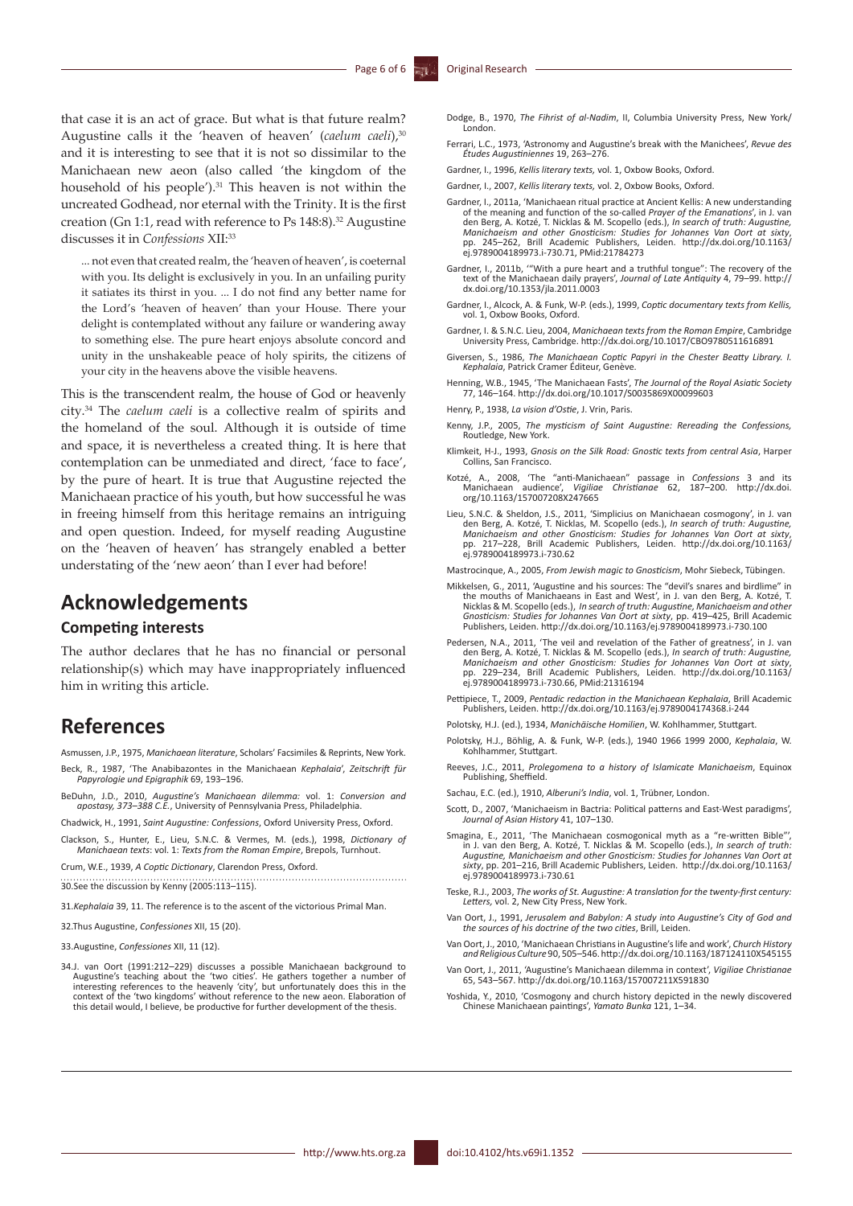that case it is an act of grace. But what is that future realm? Augustine calls it the 'heaven of heaven' (*caelum caeli*),[30] and it is interesting to see that it is not so dissimilar to the Manichaean new aeon (also called 'the kingdom of the household of his people').[31] This heaven is not within the uncreated Godhead, nor eternal with the Trinity. It is the first creation (Gn 1:1, read with reference to Ps 148:8).[32] Augustine discusses it in *Confessions* XII:[33]

> ... not even that created realm, the 'heaven of heaven', is coeternal with you. Its delight is exclusively in you. In an unfailing purity it satiates its thirst in you. ... I do not find any better name for the Lord's 'heaven of heaven' than your House. There your delight is contemplated without any failure or wandering away to something else. The pure heart enjoys absolute concord and unity in the unshakeable peace of holy spirits, the citizens of your city in the heavens above the visible heavens.

This is the transcendent realm, the house of God or heavenly city.[34] The *caelum caeli* is a collective realm of spirits and the homeland of the soul. Although it is outside of time and space, it is nevertheless a created thing. It is here that contemplation can be unmediated and direct, 'face to face', by the pure of heart. It is true that Augustine rejected the Manichaean practice of his youth, but how successful he was in freeing himself from this heritage remains an intriguing and open question. Indeed, for myself reading Augustine on the 'heaven of heaven' has strangely enabled a better understating of the 'new aeon' than I ever had before!

## Acknowledgements

### Competing interests

The author declares that he has no financial or personal relationship(s) which may have inappropriately influenced him in writing this article.

## References

Asmussen, J.P., 1975, *Manichaean literature*, Scholars' Facsimiles & Reprints, New York.

Beck, R., 1987, 'The Anabibazontes in the Manichaean *Kephalaia*', *Zeitschrift für Papyrologie und Epigraphik* 69, 193–196.

BeDuhn, J.D., 2010, *Augustine's Manichaean dilemma:* vol. 1: *Conversion and apostasy, 373–388 C.E.*, University of Pennsylvania Press, Philadelphia.

Chadwick, H., 1991, *Saint Augustine: Confessions*, Oxford University Press, Oxford.

Clackson, S., Hunter, E., Lieu, S.N.C. & Vermes, M. (eds.), 1998, *Dictionary of Manichaean texts*: vol. 1: *Texts from the Roman Empire*, Brepols, Turnhout.

Crum, W.E., 1939, *A Coptic Dictionary*, Clarendon Press, Oxford.

Dodge, B., 1970, *The Fihrist of al-Nadim*, II, Columbia University Press, New York/London.

Ferrari, L.C., 1973, 'Astronomy and Augustine's break with the Manichees', *Revue des Études Augustiniennes* 19, 263–276.

Gardner, I., 1996, *Kellis literary texts*, vol. 1, Oxbow Books, Oxford.

Gardner, I., 2007, *Kellis literary texts*, vol. 2, Oxbow Books, Oxford.

Gardner, I., 2011a, 'Manichaean ritual practice at Ancient Kellis: A new understanding of the meaning and function of the so-called *Prayer of the Emanations*', in J. van den Berg, A. Kotzé, T. Nicklas & M. Scopello (eds.), *In search of truth: Augustine, Manichaeism and other Gnosticism: Studies for Johannes Van Oort at sixty*, pp. 245–262, Brill Academic Publishers, Leiden. http://dx.doi.org/10.1163/ej.9789004189973.i-730.71, PMid:21784273

Gardner, I., 2011b, '"With a pure heart and a truthful tongue": The recovery of the text of the Manichaean daily prayers', *Journal of Late Antiquity* 4, 79–99. http://dx.doi.org/10.1353/jla.2011.0003

Gardner, I., Alcock, A. & Funk, W-P. (eds.), 1999, *Coptic documentary texts from Kellis*, vol. 1, Oxbow Books, Oxford.

Gardner, I. & S.N.C. Lieu, 2004, *Manichaean texts from the Roman Empire*, Cambridge University Press, Cambridge. http://dx.doi.org/10.1017/CBO9780511616891

Giversen, S., 1986, *The Manichaean Coptic Papyri in the Chester Beatty Library. I. Kephalaia*, Patrick Cramer Éditeur, Genève.

Henning, W.B., 1945, 'The Manichaean Fasts', *The Journal of the Royal Asiatic Society* 77, 146–164. http://dx.doi.org/10.1017/S0035869X00099603

Henry, P., 1938, *La vision d'Ostie*, J. Vrin, Paris.

Kenny, J.P., 2005, *The mysticism of Saint Augustine: Rereading the Confessions,* Routledge, New York.

Klimkeit, H-J., 1993, *Gnosis on the Silk Road: Gnostic texts from central Asia*, Harper Collins, San Francisco.

Kotzé, A., 2008, 'The "anti-Manichaean" passage in *Confessions* 3 and its Manichaean audience', *Vigiliae Christianae* 62, 187–200. http://dx.doi.org/10.1163/157007208X247665

Lieu, S.N.C. & Sheldon, J.S., 2011, 'Simplicius on Manichaean cosmogony', in J. van den Berg, A. Kotzé, T. Nicklas, M. Scopello (eds.), *In search of truth: Augustine, Manichaeism and other Gnosticism: Studies for Johannes Van Oort at sixty*, pp. 217–228, Brill Academic Publishers, Leiden. http://dx.doi.org/10.1163/ej.9789004189973.i-730.62

Mastrocinque, A., 2005, *From Jewish magic to Gnosticism*, Mohr Siebeck, Tübingen.

Mikkelsen, G., 2011, 'Augustine and his sources: The "devil's snares and birdlime" in the mouths of Manichaeans in East and West', in J. van den Berg, A. Kotzé, T. Nicklas & M. Scopello (eds.), *In search of truth: Augustine, Manichaeism and other Gnosticism: Studies for Johannes Van Oort at sixty*, pp. 419–425, Brill Academic Publishers, Leiden. http://dx.doi.org/10.1163/ej.9789004189973.i-730.100

Pedersen, N.A., 2011, 'The veil and revelation of the Father of greatness', in J. van den Berg, A. Kotzé, T. Nicklas & M. Scopello (eds.), *In search of truth: Augustine, Manichaeism and other Gnosticism: Studies for Johannes Van Oort at sixty*, pp. 229–234, Brill Academic Publishers, Leiden. http://dx.doi.org/10.1163/ej.9789004189973.i-730.66, PMid:21316194

Pettipiece, T., 2009, *Pentadic redaction in the Manichaean Kephalaia*, Brill Academic Publishers, Leiden. http://dx.doi.org/10.1163/ej.9789004174368.i-244

Polotsky, H.J. (ed.), 1934, *Manichäische Homilien*, W. Kohlhammer, Stuttgart.

Polotsky, H.J., Böhlig, A. & Funk, W-P. (eds.), 1940 1966 1999 2000, *Kephalaia*, W. Kohlhammer, Stuttgart.

Reeves, J.C., 2011, *Prolegomena to a history of Islamicate Manichaeism*, Equinox Publishing, Sheffield.

Sachau, E.C. (ed.), 1910, *Alberuni's India*, vol. 1, Trübner, London.

Scott, D., 2007, 'Manichaeism in Bactria: Political patterns and East-West paradigms', *Journal of Asian History* 41, 107–130.

Smagina, E., 2011, 'The Manichaean cosmogonical myth as a "re-written Bible"', in J. van den Berg, A. Kotzé, T. Nicklas & M. Scopello (eds.), *In search of truth: Augustine, Manichaeism and other Gnosticism: Studies for Johannes Van Oort at sixty*, pp. 201–216, Brill Academic Publishers, Leiden. http://dx.doi.org/10.1163/ej.9789004189973.i-730.61

Teske, R.J., 2003, *The works of St. Augustine: A translation for the twenty-first century: Letters,* vol. 2, New City Press, New York.

Van Oort, J., 1991, *Jerusalem and Babylon: A study into Augustine's City of God and the sources of his doctrine of the two cities*, Brill, Leiden.

Van Oort, J., 2010, 'Manichaean Christians in Augustine's life and work', *Church History and Religious Culture* 90, 505–546. http://dx.doi.org/10.1163/187124110X545155

Van Oort, J., 2011, 'Augustine's Manichaean dilemma in context', *Vigiliae Christianae* 65, 543–567. http://dx.doi.org/10.1163/157007211X591830

Yoshida, Y., 2010, 'Cosmogony and church history depicted in the newly discovered Chinese Manichaean paintings', *Yamato Bunka* 121, 1–34.

---

30. See the discussion by Kenny (2005:113–115).

31. *Kephalaia* 39, 11. The reference is to the ascent of the victorious Primal Man.

32. Thus Augustine, *Confessiones* XII, 15 (20).

33. Augustine, *Confessiones* XII, 11 (12).

34. J. van Oort (1991:212–229) discusses a possible Manichaean background to Augustine's teaching about the 'two cities'. He gathers together a number of interesting references to the heavenly 'city', but unfortunately does this in the context of the 'two kingdoms' without reference to the new aeon. Elaboration of this detail would, I believe, be productive for further development of the thesis.